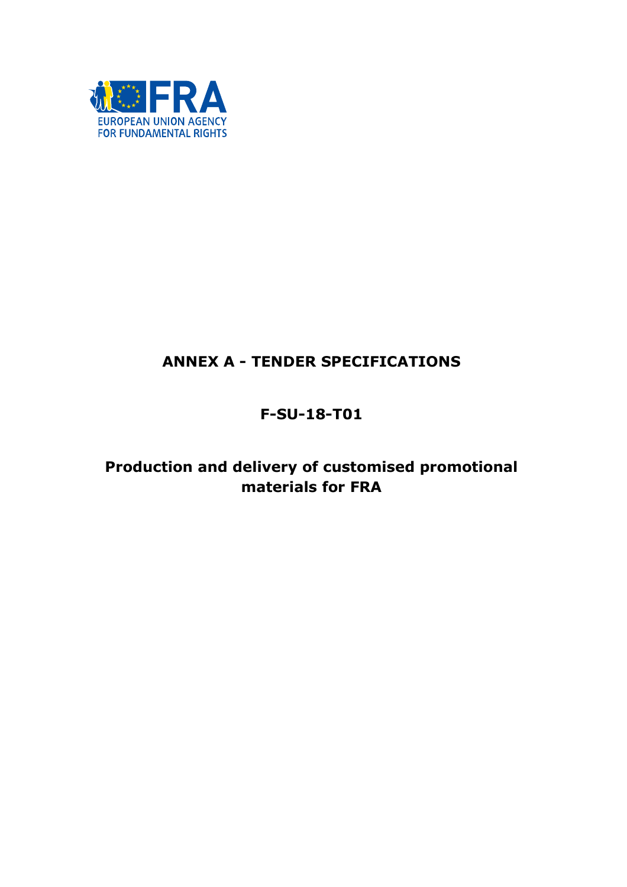FRA

EUROPEAN UNION AGENCY FOR FUNDAMENTAL RIGHTS

# ANNEX A - TENDER SPECIFICATIONS

# F-SU-18-T01

# Production and delivery of customised promotional materials for FRA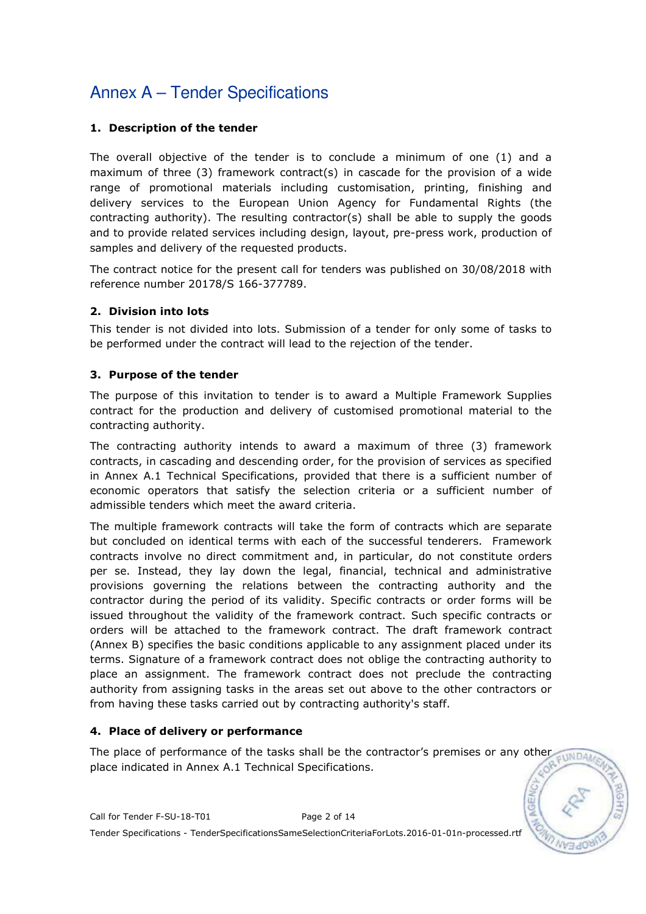# Annex A – Tender Specifications

## 1. Description of the tender

The overall objective of the tender is to conclude a minimum of one (1) and a maximum of three (3) framework contract(s) in cascade for the provision of a wide range of promotional materials including customisation, printing, finishing and delivery services to the European Union Agency for Fundamental Rights (the contracting authority). The resulting contractor(s) shall be able to supply the goods and to provide related services including design, layout, pre-press work, production of samples and delivery of the requested products.

The contract notice for the present call for tenders was published on 30/08/2018 with reference number 20178/S 166-377789.

## 2. Division into lots

This tender is not divided into lots. Submission of a tender for only some of tasks to be performed under the contract will lead to the rejection of the tender.

## 3. Purpose of the tender

The purpose of this invitation to tender is to award a Multiple Framework Supplies contract for the production and delivery of customised promotional material to the contracting authority.

The contracting authority intends to award a maximum of three (3) framework contracts, in cascading and descending order, for the provision of services as specified in Annex A.1 Technical Specifications, provided that there is a sufficient number of economic operators that satisfy the selection criteria or a sufficient number of admissible tenders which meet the award criteria.

The multiple framework contracts will take the form of contracts which are separate but concluded on identical terms with each of the successful tenderers. Framework contracts involve no direct commitment and, in particular, do not constitute orders per se. Instead, they lay down the legal, financial, technical and administrative provisions governing the relations between the contracting authority and the contractor during the period of its validity. Specific contracts or order forms will be issued throughout the validity of the framework contract. Such specific contracts or orders will be attached to the framework contract. The draft framework contract (Annex B) specifies the basic conditions applicable to any assignment placed under its terms. Signature of a framework contract does not oblige the contracting authority to place an assignment. The framework contract does not preclude the contracting authority from assigning tasks in the areas set out above to the other contractors or from having these tasks carried out by contracting authority's staff.

## 4. Place of delivery or performance

The place of performance of the tasks shall be the contractor's premises or any other place indicated in Annex A.1 Technical Specifications.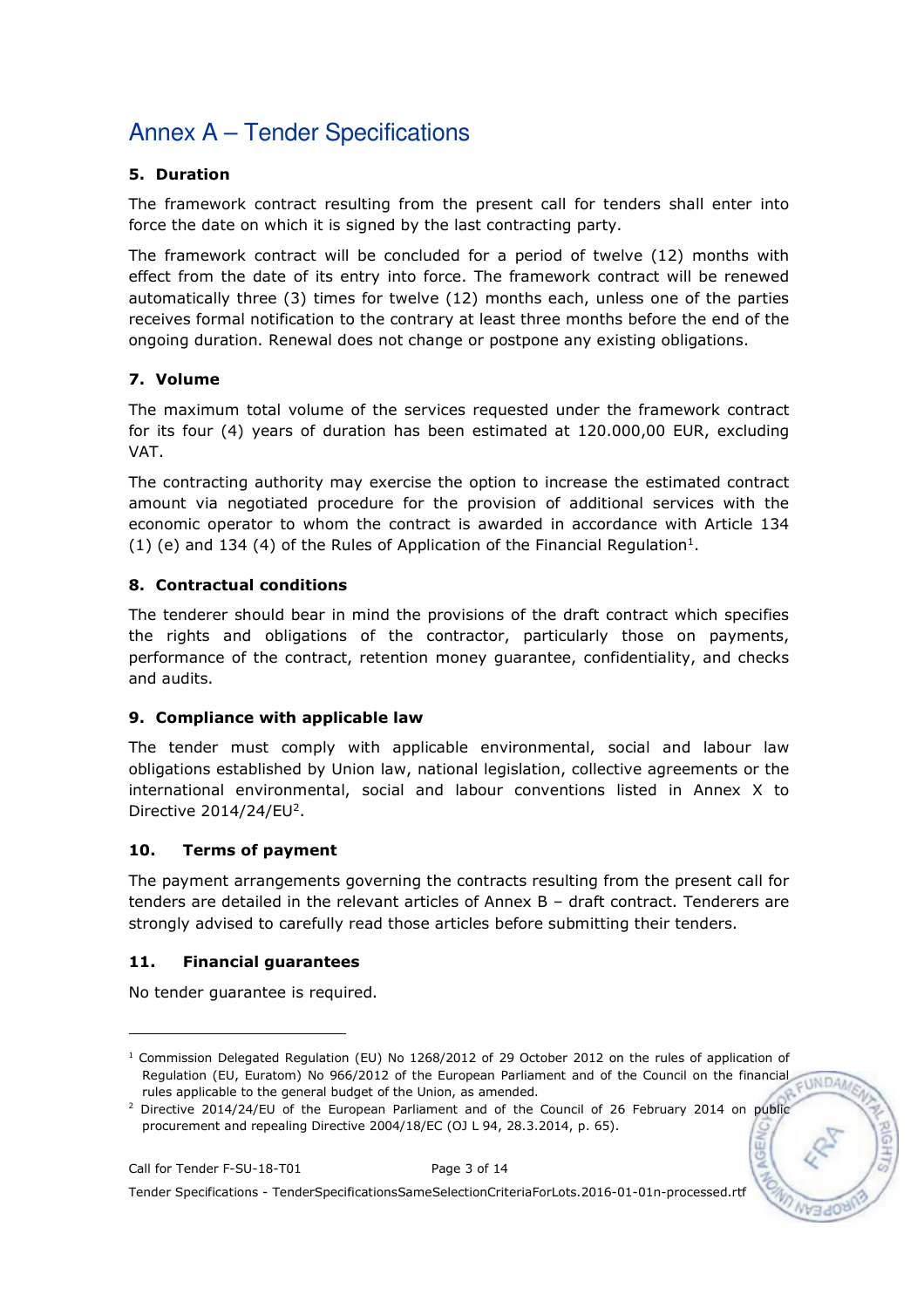# Annex A – Tender Specifications

## 5. Duration

The framework contract resulting from the present call for tenders shall enter into force the date on which it is signed by the last contracting party.

The framework contract will be concluded for a period of twelve (12) months with effect from the date of its entry into force. The framework contract will be renewed automatically three (3) times for twelve (12) months each, unless one of the parties receives formal notification to the contrary at least three months before the end of the ongoing duration. Renewal does not change or postpone any existing obligations.

## 7. Volume

The maximum total volume of the services requested under the framework contract for its four (4) years of duration has been estimated at 120.000,00 EUR, excluding VAT.

The contracting authority may exercise the option to increase the estimated contract amount via negotiated procedure for the provision of additional services with the economic operator to whom the contract is awarded in accordance with Article 134 (1) (e) and 134 (4) of the Rules of Application of the Financial Regulation[1].

## 8. Contractual conditions

The tenderer should bear in mind the provisions of the draft contract which specifies the rights and obligations of the contractor, particularly those on payments, performance of the contract, retention money guarantee, confidentiality, and checks and audits.

## 9. Compliance with applicable law

The tender must comply with applicable environmental, social and labour law obligations established by Union law, national legislation, collective agreements or the international environmental, social and labour conventions listed in Annex X to Directive 2014/24/EU[2].

## 10. Terms of payment

The payment arrangements governing the contracts resulting from the present call for tenders are detailed in the relevant articles of Annex B – draft contract. Tenderers are strongly advised to carefully read those articles before submitting their tenders.

## 11. Financial guarantees

No tender guarantee is required.

---

[1] Commission Delegated Regulation (EU) No 1268/2012 of 29 October 2012 on the rules of application of Regulation (EU, Euratom) No 966/2012 of the European Parliament and of the Council on the financial rules applicable to the general budget of the Union, as amended.

[2] Directive 2014/24/EU of the European Parliament and of the Council of 26 February 2014 on public procurement and repealing Directive 2004/18/EC (OJ L 94, 28.3.2014, p. 65).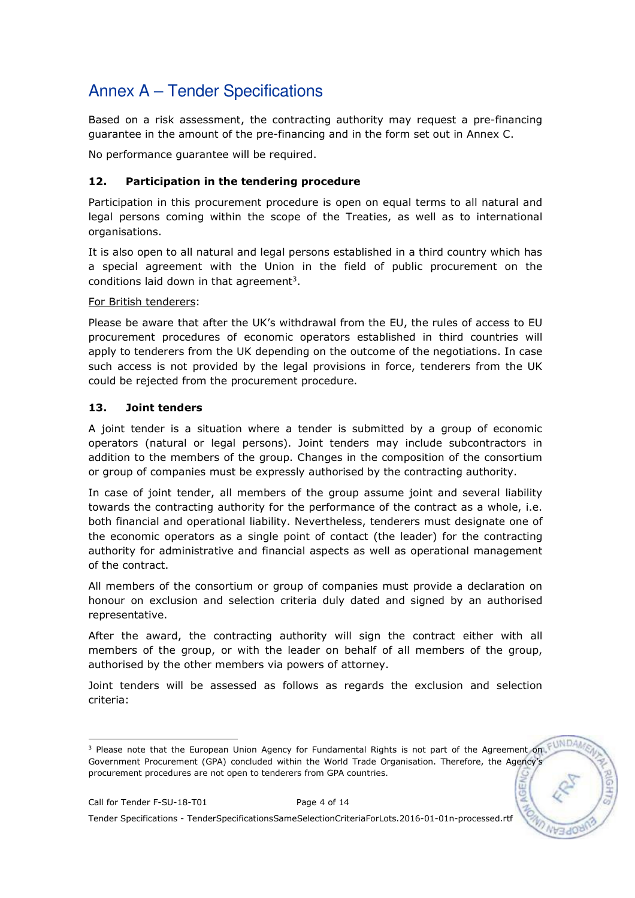Based on a risk assessment, the contracting authority may request a pre-financing guarantee in the amount of the pre-financing and in the form set out in Annex C.

No performance guarantee will be required.

### 12. Participation in the tendering procedure

Participation in this procurement procedure is open on equal terms to all natural and legal persons coming within the scope of the Treaties, as well as to international organisations.

It is also open to all natural and legal persons established in a third country which has a special agreement with the Union in the field of public procurement on the conditions laid down in that agreement[3].

For British tenderers:

Please be aware that after the UK's withdrawal from the EU, the rules of access to EU procurement procedures of economic operators established in third countries will apply to tenderers from the UK depending on the outcome of the negotiations. In case such access is not provided by the legal provisions in force, tenderers from the UK could be rejected from the procurement procedure.

### 13. Joint tenders

A joint tender is a situation where a tender is submitted by a group of economic operators (natural or legal persons). Joint tenders may include subcontractors in addition to the members of the group. Changes in the composition of the consortium or group of companies must be expressly authorised by the contracting authority.

In case of joint tender, all members of the group assume joint and several liability towards the contracting authority for the performance of the contract as a whole, i.e. both financial and operational liability. Nevertheless, tenderers must designate one of the economic operators as a single point of contact (the leader) for the contracting authority for administrative and financial aspects as well as operational management of the contract.

All members of the consortium or group of companies must provide a declaration on honour on exclusion and selection criteria duly dated and signed by an authorised representative.

After the award, the contracting authority will sign the contract either with all members of the group, or with the leader on behalf of all members of the group, authorised by the other members via powers of attorney.

Joint tenders will be assessed as follows as regards the exclusion and selection criteria:

[3] Please note that the European Union Agency for Fundamental Rights is not part of the Agreement on Government Procurement (GPA) concluded within the World Trade Organisation. Therefore, the Agency's procurement procedures are not open to tenderers from GPA countries.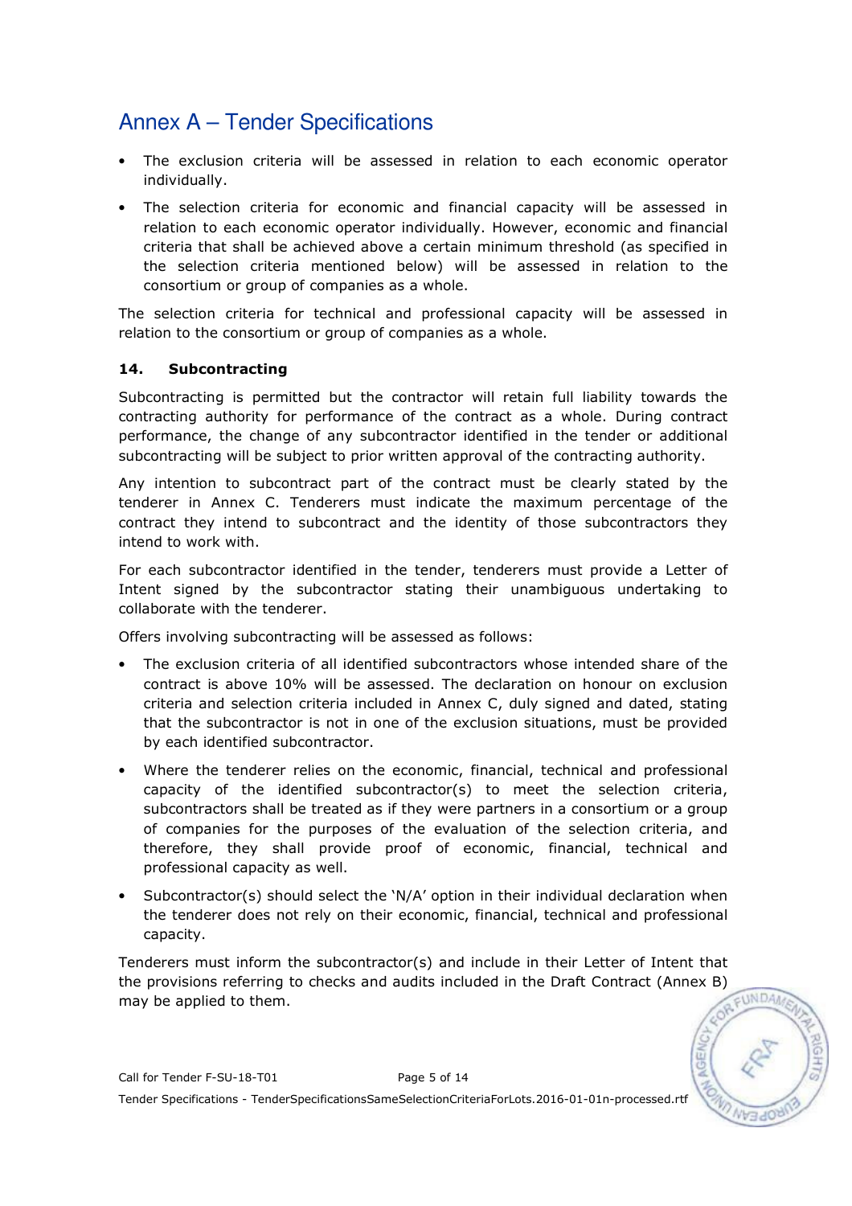- The exclusion criteria will be assessed in relation to each economic operator individually.
- The selection criteria for economic and financial capacity will be assessed in relation to each economic operator individually. However, economic and financial criteria that shall be achieved above a certain minimum threshold (as specified in the selection criteria mentioned below) will be assessed in relation to the consortium or group of companies as a whole.

The selection criteria for technical and professional capacity will be assessed in relation to the consortium or group of companies as a whole.

### 14. Subcontracting

Subcontracting is permitted but the contractor will retain full liability towards the contracting authority for performance of the contract as a whole. During contract performance, the change of any subcontractor identified in the tender or additional subcontracting will be subject to prior written approval of the contracting authority.

Any intention to subcontract part of the contract must be clearly stated by the tenderer in Annex C. Tenderers must indicate the maximum percentage of the contract they intend to subcontract and the identity of those subcontractors they intend to work with.

For each subcontractor identified in the tender, tenderers must provide a Letter of Intent signed by the subcontractor stating their unambiguous undertaking to collaborate with the tenderer.

Offers involving subcontracting will be assessed as follows:

- The exclusion criteria of all identified subcontractors whose intended share of the contract is above 10% will be assessed. The declaration on honour on exclusion criteria and selection criteria included in Annex C, duly signed and dated, stating that the subcontractor is not in one of the exclusion situations, must be provided by each identified subcontractor.
- Where the tenderer relies on the economic, financial, technical and professional capacity of the identified subcontractor(s) to meet the selection criteria, subcontractors shall be treated as if they were partners in a consortium or a group of companies for the purposes of the evaluation of the selection criteria, and therefore, they shall provide proof of economic, financial, technical and professional capacity as well.
- Subcontractor(s) should select the 'N/A' option in their individual declaration when the tenderer does not rely on their economic, financial, technical and professional capacity.

Tenderers must inform the subcontractor(s) and include in their Letter of Intent that the provisions referring to checks and audits included in the Draft Contract (Annex B) may be applied to them.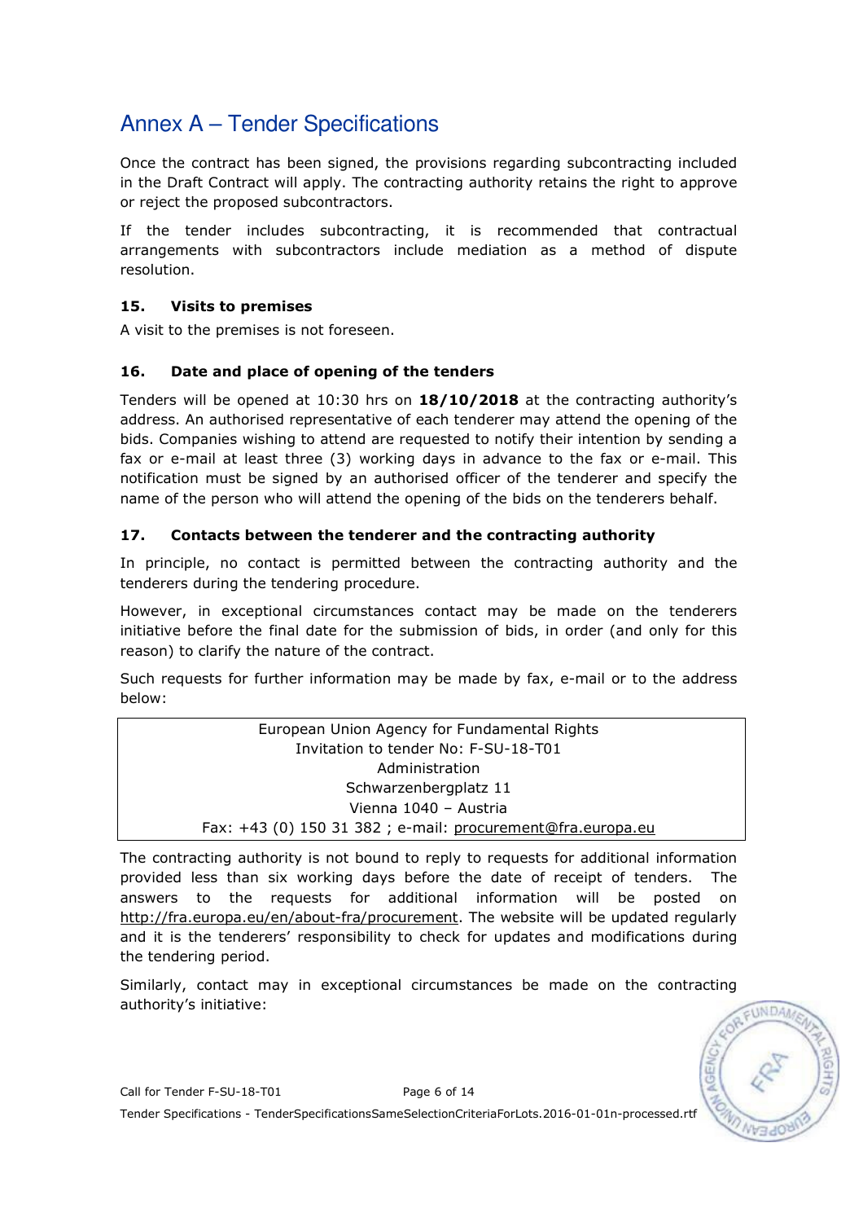# Annex A – Tender Specifications

Once the contract has been signed, the provisions regarding subcontracting included in the Draft Contract will apply. The contracting authority retains the right to approve or reject the proposed subcontractors.

If the tender includes subcontracting, it is recommended that contractual arrangements with subcontractors include mediation as a method of dispute resolution.

### 15. Visits to premises

A visit to the premises is not foreseen.

### 16. Date and place of opening of the tenders

Tenders will be opened at 10:30 hrs on **18/10/2018** at the contracting authority's address. An authorised representative of each tenderer may attend the opening of the bids. Companies wishing to attend are requested to notify their intention by sending a fax or e-mail at least three (3) working days in advance to the fax or e-mail. This notification must be signed by an authorised officer of the tenderer and specify the name of the person who will attend the opening of the bids on the tenderers behalf.

### 17. Contacts between the tenderer and the contracting authority

In principle, no contact is permitted between the contracting authority and the tenderers during the tendering procedure.

However, in exceptional circumstances contact may be made on the tenderers initiative before the final date for the submission of bids, in order (and only for this reason) to clarify the nature of the contract.

Such requests for further information may be made by fax, e-mail or to the address below:

| European Union Agency for Fundamental Rights<br>Invitation to tender No: F-SU-18-T01<br>Administration<br>Schwarzenbergplatz 11<br>Vienna 1040 – Austria<br>Fax: +43 (0) 150 31 382 ; e-mail: procurement@fra.europa.eu |
|---|

The contracting authority is not bound to reply to requests for additional information provided less than six working days before the date of receipt of tenders. The answers to the requests for additional information will be posted on http://fra.europa.eu/en/about-fra/procurement. The website will be updated regularly and it is the tenderers' responsibility to check for updates and modifications during the tendering period.

Similarly, contact may in exceptional circumstances be made on the contracting authority's initiative: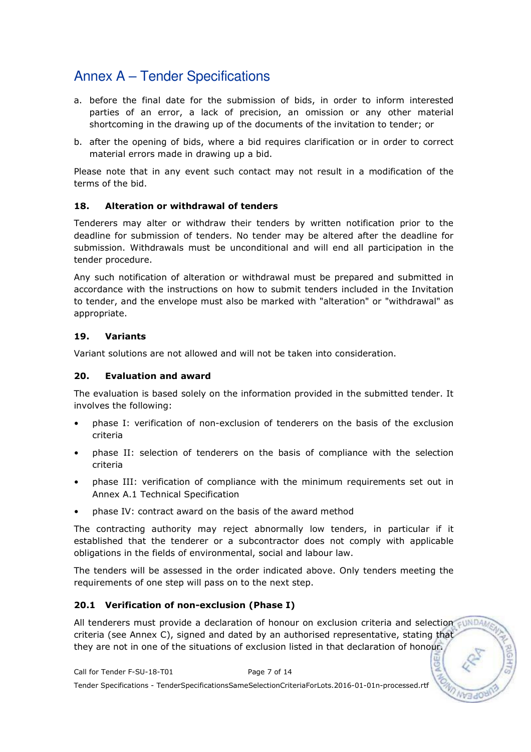a. before the final date for the submission of bids, in order to inform interested parties of an error, a lack of precision, an omission or any other material shortcoming in the drawing up of the documents of the invitation to tender; or

b. after the opening of bids, where a bid requires clarification or in order to correct material errors made in drawing up a bid.

Please note that in any event such contact may not result in a modification of the terms of the bid.

### 18. Alteration or withdrawal of tenders

Tenderers may alter or withdraw their tenders by written notification prior to the deadline for submission of tenders. No tender may be altered after the deadline for submission. Withdrawals must be unconditional and will end all participation in the tender procedure.

Any such notification of alteration or withdrawal must be prepared and submitted in accordance with the instructions on how to submit tenders included in the Invitation to tender, and the envelope must also be marked with "alteration" or "withdrawal" as appropriate.

### 19. Variants

Variant solutions are not allowed and will not be taken into consideration.

### 20. Evaluation and award

The evaluation is based solely on the information provided in the submitted tender. It involves the following:

- phase I: verification of non-exclusion of tenderers on the basis of the exclusion criteria
- phase II: selection of tenderers on the basis of compliance with the selection criteria
- phase III: verification of compliance with the minimum requirements set out in Annex A.1 Technical Specification
- phase IV: contract award on the basis of the award method

The contracting authority may reject abnormally low tenders, in particular if it established that the tenderer or a subcontractor does not comply with applicable obligations in the fields of environmental, social and labour law.

The tenders will be assessed in the order indicated above. Only tenders meeting the requirements of one step will pass on to the next step.

#### 20.1 Verification of non-exclusion (Phase I)

All tenderers must provide a declaration of honour on exclusion criteria and selection criteria (see Annex C), signed and dated by an authorised representative, stating that they are not in one of the situations of exclusion listed in that declaration of honour.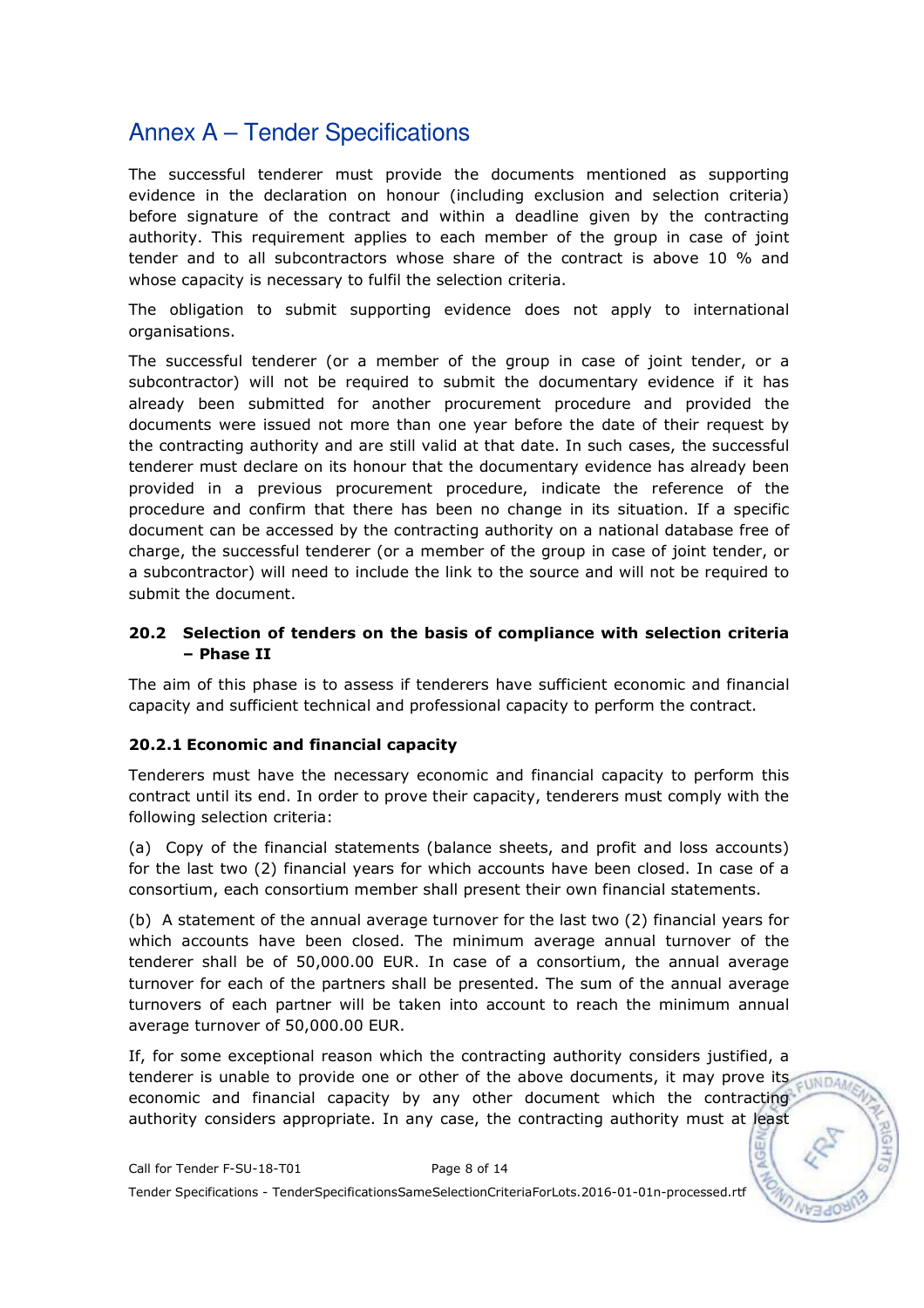# Annex A – Tender Specifications

The successful tenderer must provide the documents mentioned as supporting evidence in the declaration on honour (including exclusion and selection criteria) before signature of the contract and within a deadline given by the contracting authority. This requirement applies to each member of the group in case of joint tender and to all subcontractors whose share of the contract is above 10 % and whose capacity is necessary to fulfil the selection criteria.

The obligation to submit supporting evidence does not apply to international organisations.

The successful tenderer (or a member of the group in case of joint tender, or a subcontractor) will not be required to submit the documentary evidence if it has already been submitted for another procurement procedure and provided the documents were issued not more than one year before the date of their request by the contracting authority and are still valid at that date. In such cases, the successful tenderer must declare on its honour that the documentary evidence has already been provided in a previous procurement procedure, indicate the reference of the procedure and confirm that there has been no change in its situation. If a specific document can be accessed by the contracting authority on a national database free of charge, the successful tenderer (or a member of the group in case of joint tender, or a subcontractor) will need to include the link to the source and will not be required to submit the document.

### 20.2 Selection of tenders on the basis of compliance with selection criteria – Phase II

The aim of this phase is to assess if tenderers have sufficient economic and financial capacity and sufficient technical and professional capacity to perform the contract.

#### 20.2.1 Economic and financial capacity

Tenderers must have the necessary economic and financial capacity to perform this contract until its end. In order to prove their capacity, tenderers must comply with the following selection criteria:

(a) Copy of the financial statements (balance sheets, and profit and loss accounts) for the last two (2) financial years for which accounts have been closed. In case of a consortium, each consortium member shall present their own financial statements.

(b) A statement of the annual average turnover for the last two (2) financial years for which accounts have been closed. The minimum average annual turnover of the tenderer shall be of 50,000.00 EUR. In case of a consortium, the annual average turnover for each of the partners shall be presented. The sum of the annual average turnovers of each partner will be taken into account to reach the minimum annual average turnover of 50,000.00 EUR.

If, for some exceptional reason which the contracting authority considers justified, a tenderer is unable to provide one or other of the above documents, it may prove its economic and financial capacity by any other document which the contracting authority considers appropriate. In any case, the contracting authority must at least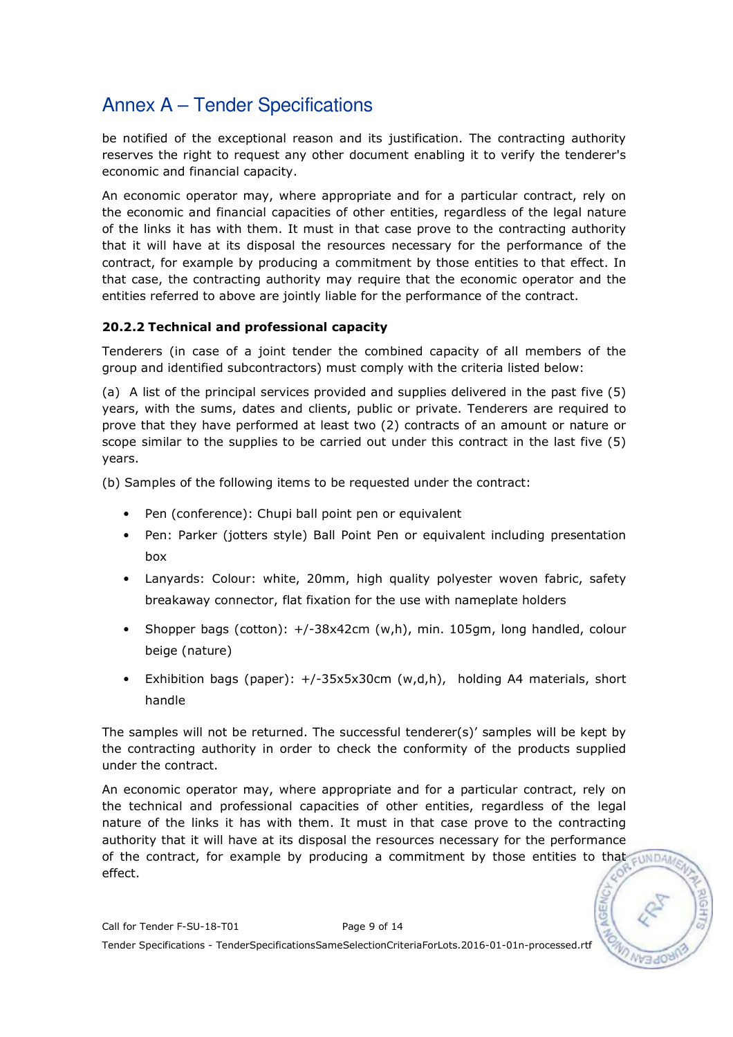be notified of the exceptional reason and its justification. The contracting authority reserves the right to request any other document enabling it to verify the tenderer's economic and financial capacity.

An economic operator may, where appropriate and for a particular contract, rely on the economic and financial capacities of other entities, regardless of the legal nature of the links it has with them. It must in that case prove to the contracting authority that it will have at its disposal the resources necessary for the performance of the contract, for example by producing a commitment by those entities to that effect. In that case, the contracting authority may require that the economic operator and the entities referred to above are jointly liable for the performance of the contract.

### 20.2.2 Technical and professional capacity

Tenderers (in case of a joint tender the combined capacity of all members of the group and identified subcontractors) must comply with the criteria listed below:

(a) A list of the principal services provided and supplies delivered in the past five (5) years, with the sums, dates and clients, public or private. Tenderers are required to prove that they have performed at least two (2) contracts of an amount or nature or scope similar to the supplies to be carried out under this contract in the last five (5) years.

(b) Samples of the following items to be requested under the contract:

- Pen (conference): Chupi ball point pen or equivalent
- Pen: Parker (jotters style) Ball Point Pen or equivalent including presentation box
- Lanyards: Colour: white, 20mm, high quality polyester woven fabric, safety breakaway connector, flat fixation for the use with nameplate holders
- Shopper bags (cotton): +/-38x42cm (w,h), min. 105gm, long handled, colour beige (nature)
- Exhibition bags (paper): +/-35x5x30cm (w,d,h), holding A4 materials, short handle

The samples will not be returned. The successful tenderer(s)' samples will be kept by the contracting authority in order to check the conformity of the products supplied under the contract.

An economic operator may, where appropriate and for a particular contract, rely on the technical and professional capacities of other entities, regardless of the legal nature of the links it has with them. It must in that case prove to the contracting authority that it will have at its disposal the resources necessary for the performance of the contract, for example by producing a commitment by those entities to that effect.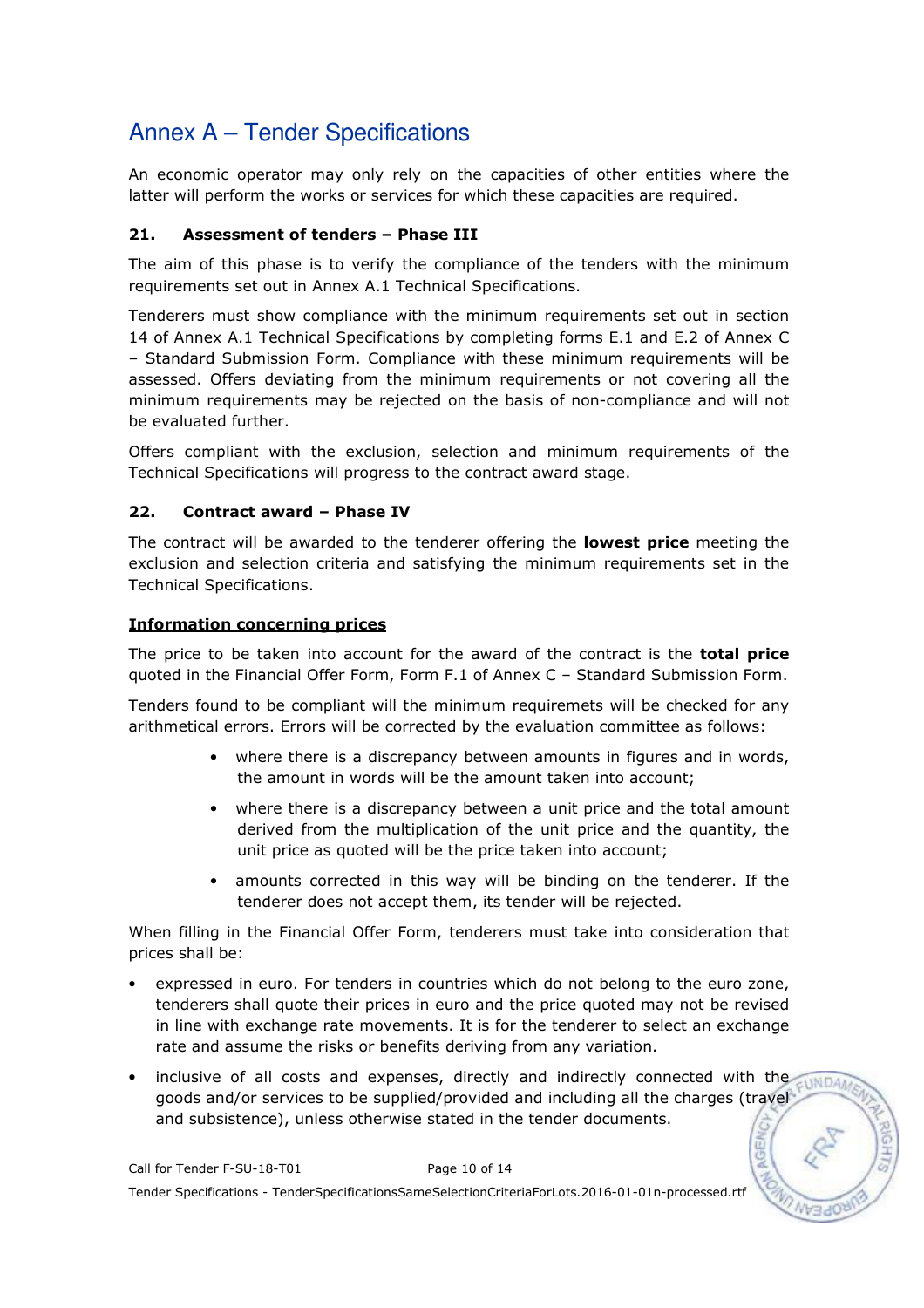An economic operator may only rely on the capacities of other entities where the latter will perform the works or services for which these capacities are required.

### 21. Assessment of tenders – Phase III

The aim of this phase is to verify the compliance of the tenders with the minimum requirements set out in Annex A.1 Technical Specifications.

Tenderers must show compliance with the minimum requirements set out in section 14 of Annex A.1 Technical Specifications by completing forms E.1 and E.2 of Annex C – Standard Submission Form. Compliance with these minimum requirements will be assessed. Offers deviating from the minimum requirements or not covering all the minimum requirements may be rejected on the basis of non-compliance and will not be evaluated further.

Offers compliant with the exclusion, selection and minimum requirements of the Technical Specifications will progress to the contract award stage.

### 22. Contract award – Phase IV

The contract will be awarded to the tenderer offering the **lowest price** meeting the exclusion and selection criteria and satisfying the minimum requirements set in the Technical Specifications.

**Information concerning prices**

The price to be taken into account for the award of the contract is the **total price** quoted in the Financial Offer Form, Form F.1 of Annex C – Standard Submission Form.

Tenders found to be compliant will the minimum requiremets will be checked for any arithmetical errors. Errors will be corrected by the evaluation committee as follows:

- where there is a discrepancy between amounts in figures and in words, the amount in words will be the amount taken into account;
- where there is a discrepancy between a unit price and the total amount derived from the multiplication of the unit price and the quantity, the unit price as quoted will be the price taken into account;
- amounts corrected in this way will be binding on the tenderer. If the tenderer does not accept them, its tender will be rejected.

When filling in the Financial Offer Form, tenderers must take into consideration that prices shall be:

- expressed in euro. For tenders in countries which do not belong to the euro zone, tenderers shall quote their prices in euro and the price quoted may not be revised in line with exchange rate movements. It is for the tenderer to select an exchange rate and assume the risks or benefits deriving from any variation.
- inclusive of all costs and expenses, directly and indirectly connected with the goods and/or services to be supplied/provided and including all the charges (travel and subsistence), unless otherwise stated in the tender documents.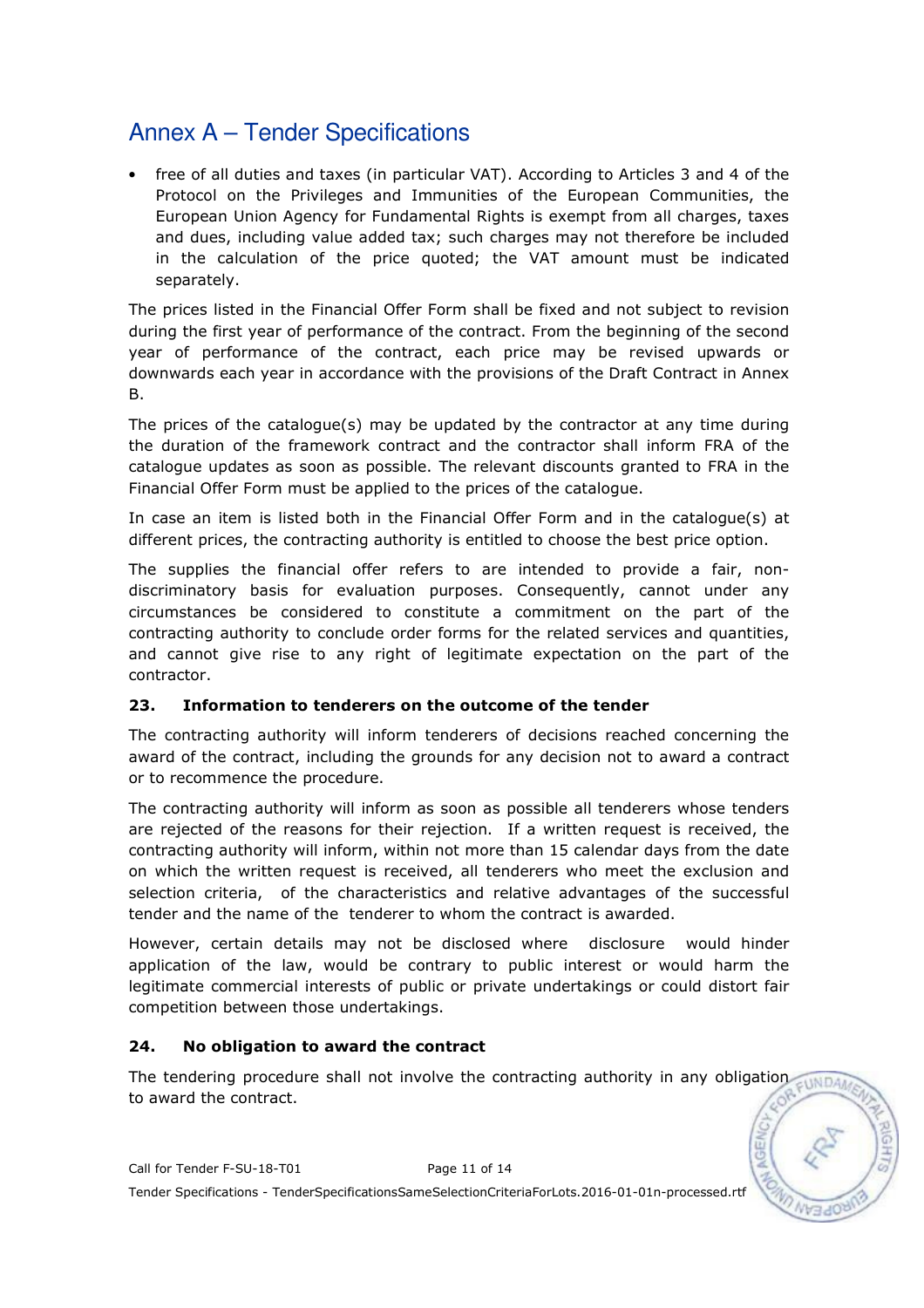# Annex A – Tender Specifications

- free of all duties and taxes (in particular VAT). According to Articles 3 and 4 of the Protocol on the Privileges and Immunities of the European Communities, the European Union Agency for Fundamental Rights is exempt from all charges, taxes and dues, including value added tax; such charges may not therefore be included in the calculation of the price quoted; the VAT amount must be indicated separately.

The prices listed in the Financial Offer Form shall be fixed and not subject to revision during the first year of performance of the contract. From the beginning of the second year of performance of the contract, each price may be revised upwards or downwards each year in accordance with the provisions of the Draft Contract in Annex B.

The prices of the catalogue(s) may be updated by the contractor at any time during the duration of the framework contract and the contractor shall inform FRA of the catalogue updates as soon as possible. The relevant discounts granted to FRA in the Financial Offer Form must be applied to the prices of the catalogue.

In case an item is listed both in the Financial Offer Form and in the catalogue(s) at different prices, the contracting authority is entitled to choose the best price option.

The supplies the financial offer refers to are intended to provide a fair, non-discriminatory basis for evaluation purposes. Consequently, cannot under any circumstances be considered to constitute a commitment on the part of the contracting authority to conclude order forms for the related services and quantities, and cannot give rise to any right of legitimate expectation on the part of the contractor.

### 23. Information to tenderers on the outcome of the tender

The contracting authority will inform tenderers of decisions reached concerning the award of the contract, including the grounds for any decision not to award a contract or to recommence the procedure.

The contracting authority will inform as soon as possible all tenderers whose tenders are rejected of the reasons for their rejection. If a written request is received, the contracting authority will inform, within not more than 15 calendar days from the date on which the written request is received, all tenderers who meet the exclusion and selection criteria, of the characteristics and relative advantages of the successful tender and the name of the tenderer to whom the contract is awarded.

However, certain details may not be disclosed where disclosure would hinder application of the law, would be contrary to public interest or would harm the legitimate commercial interests of public or private undertakings or could distort fair competition between those undertakings.

### 24. No obligation to award the contract

The tendering procedure shall not involve the contracting authority in any obligation to award the contract.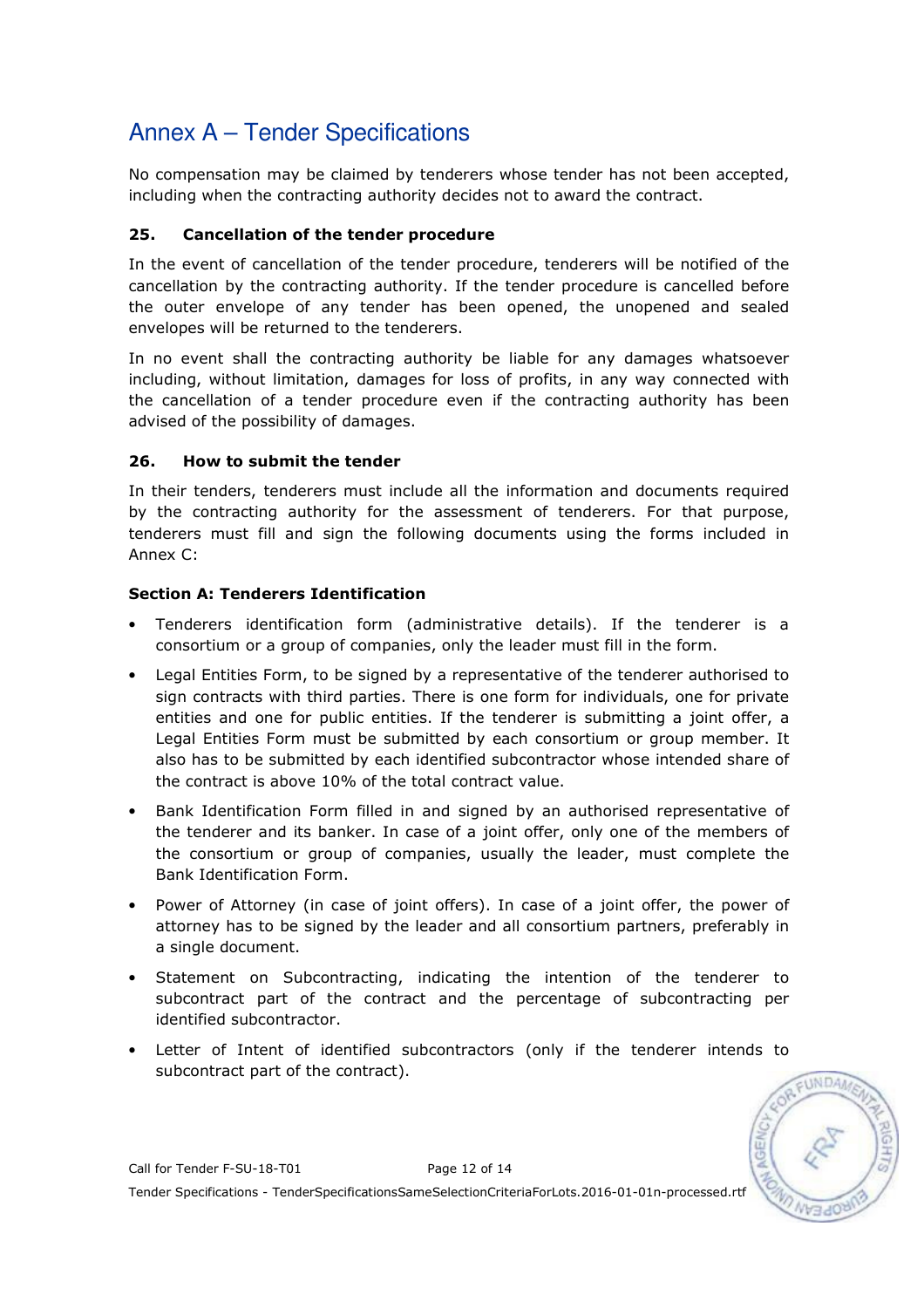# Annex A – Tender Specifications

No compensation may be claimed by tenderers whose tender has not been accepted, including when the contracting authority decides not to award the contract.

### 25. Cancellation of the tender procedure

In the event of cancellation of the tender procedure, tenderers will be notified of the cancellation by the contracting authority. If the tender procedure is cancelled before the outer envelope of any tender has been opened, the unopened and sealed envelopes will be returned to the tenderers.

In no event shall the contracting authority be liable for any damages whatsoever including, without limitation, damages for loss of profits, in any way connected with the cancellation of a tender procedure even if the contracting authority has been advised of the possibility of damages.

### 26. How to submit the tender

In their tenders, tenderers must include all the information and documents required by the contracting authority for the assessment of tenderers. For that purpose, tenderers must fill and sign the following documents using the forms included in Annex C:

**Section A: Tenderers Identification**

- Tenderers identification form (administrative details). If the tenderer is a consortium or a group of companies, only the leader must fill in the form.
- Legal Entities Form, to be signed by a representative of the tenderer authorised to sign contracts with third parties. There is one form for individuals, one for private entities and one for public entities. If the tenderer is submitting a joint offer, a Legal Entities Form must be submitted by each consortium or group member. It also has to be submitted by each identified subcontractor whose intended share of the contract is above 10% of the total contract value.
- Bank Identification Form filled in and signed by an authorised representative of the tenderer and its banker. In case of a joint offer, only one of the members of the consortium or group of companies, usually the leader, must complete the Bank Identification Form.
- Power of Attorney (in case of joint offers). In case of a joint offer, the power of attorney has to be signed by the leader and all consortium partners, preferably in a single document.
- Statement on Subcontracting, indicating the intention of the tenderer to subcontract part of the contract and the percentage of subcontracting per identified subcontractor.
- Letter of Intent of identified subcontractors (only if the tenderer intends to subcontract part of the contract).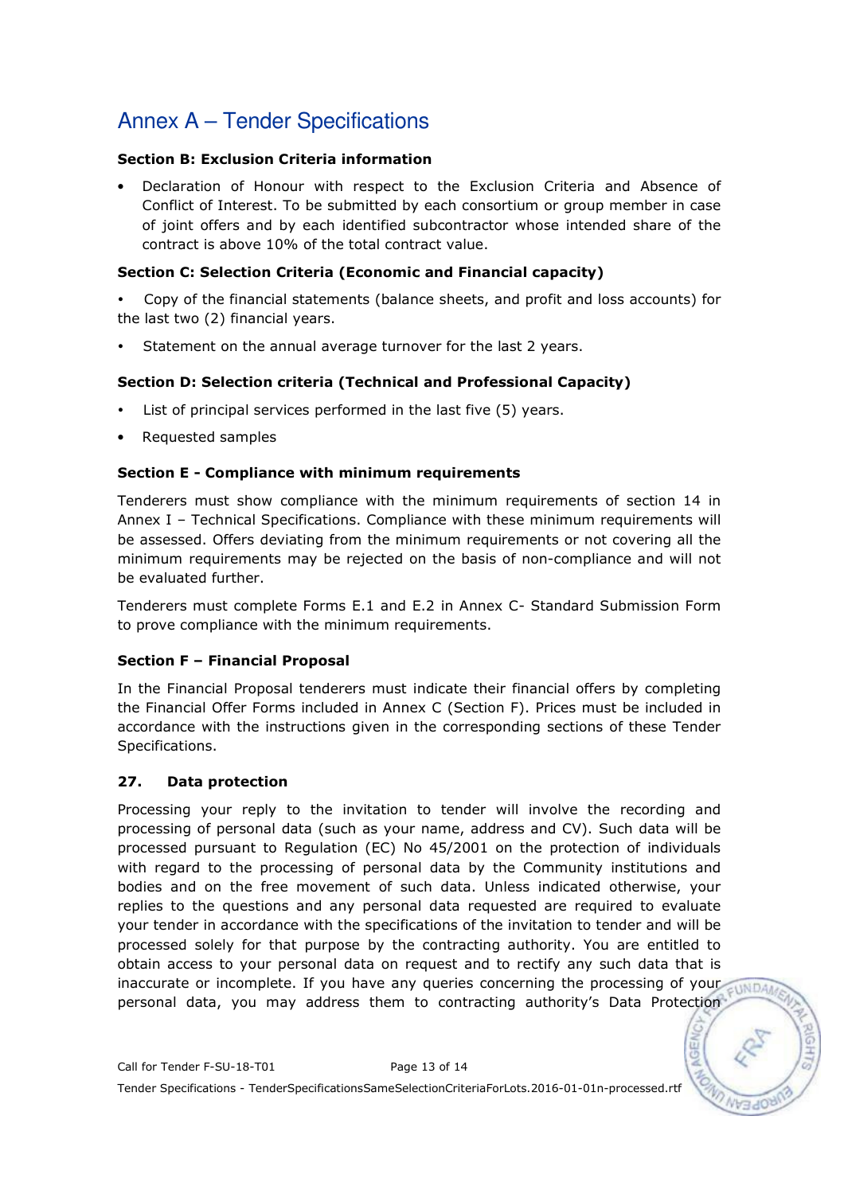# Annex A – Tender Specifications

**Section B: Exclusion Criteria information**

- Declaration of Honour with respect to the Exclusion Criteria and Absence of Conflict of Interest. To be submitted by each consortium or group member in case of joint offers and by each identified subcontractor whose intended share of the contract is above 10% of the total contract value.

**Section C: Selection Criteria (Economic and Financial capacity)**

- Copy of the financial statements (balance sheets, and profit and loss accounts) for the last two (2) financial years.
- Statement on the annual average turnover for the last 2 years.

**Section D: Selection criteria (Technical and Professional Capacity)**

- List of principal services performed in the last five (5) years.
- Requested samples

**Section E - Compliance with minimum requirements**

Tenderers must show compliance with the minimum requirements of section 14 in Annex I – Technical Specifications. Compliance with these minimum requirements will be assessed. Offers deviating from the minimum requirements or not covering all the minimum requirements may be rejected on the basis of non-compliance and will not be evaluated further.

Tenderers must complete Forms E.1 and E.2 in Annex C- Standard Submission Form to prove compliance with the minimum requirements.

**Section F – Financial Proposal**

In the Financial Proposal tenderers must indicate their financial offers by completing the Financial Offer Forms included in Annex C (Section F). Prices must be included in accordance with the instructions given in the corresponding sections of these Tender Specifications.

## 27. Data protection

Processing your reply to the invitation to tender will involve the recording and processing of personal data (such as your name, address and CV). Such data will be processed pursuant to Regulation (EC) No 45/2001 on the protection of individuals with regard to the processing of personal data by the Community institutions and bodies and on the free movement of such data. Unless indicated otherwise, your replies to the questions and any personal data requested are required to evaluate your tender in accordance with the specifications of the invitation to tender and will be processed solely for that purpose by the contracting authority. You are entitled to obtain access to your personal data on request and to rectify any such data that is inaccurate or incomplete. If you have any queries concerning the processing of your personal data, you may address them to contracting authority's Data Protection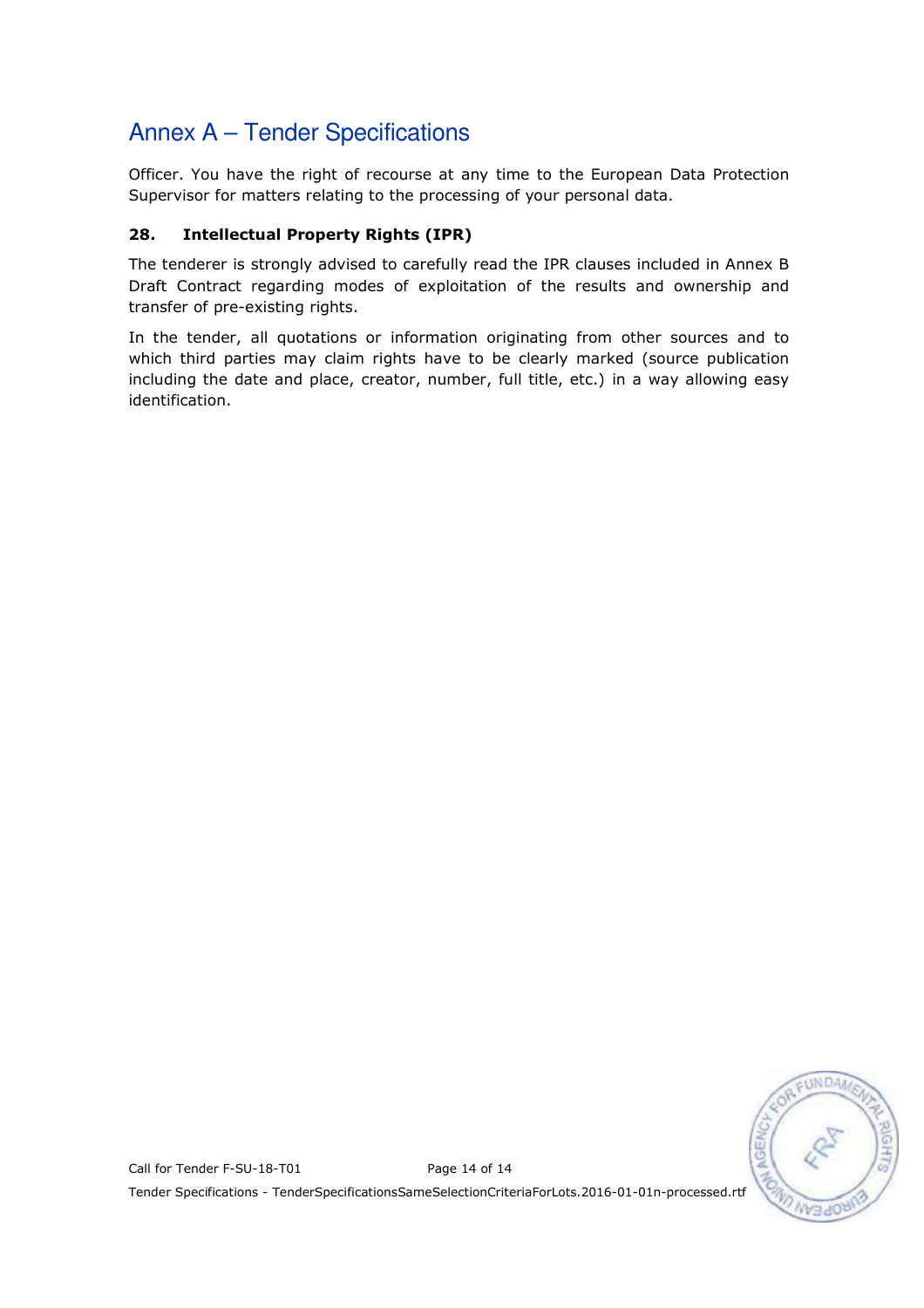Officer. You have the right of recourse at any time to the European Data Protection Supervisor for matters relating to the processing of your personal data.

### 28. Intellectual Property Rights (IPR)

The tenderer is strongly advised to carefully read the IPR clauses included in Annex B Draft Contract regarding modes of exploitation of the results and ownership and transfer of pre-existing rights.

In the tender, all quotations or information originating from other sources and to which third parties may claim rights have to be clearly marked (source publication including the date and place, creator, number, full title, etc.) in a way allowing easy identification.